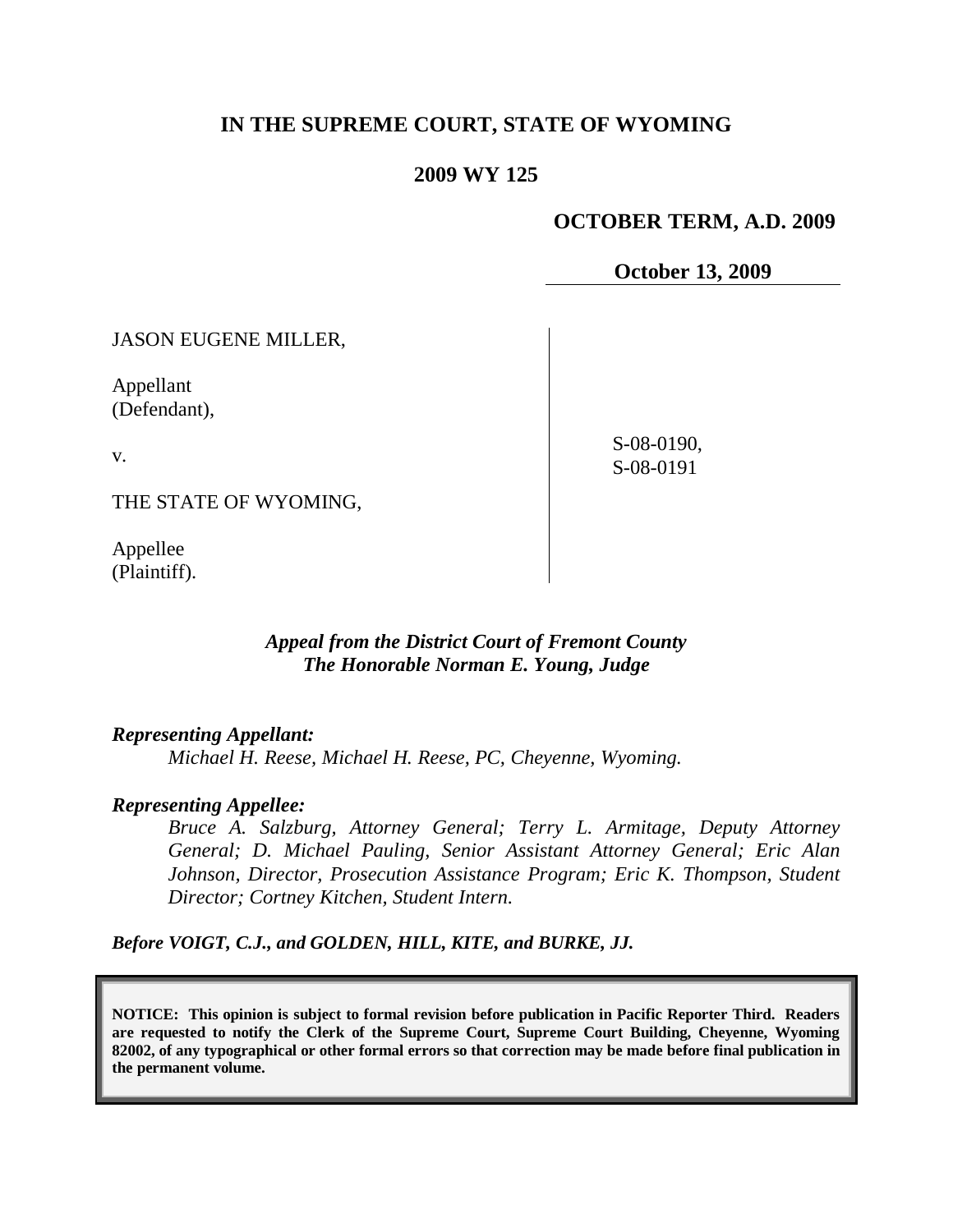# IN THE SUPREME COURT, STATE OF WYOMING

## 2009 WY 125

**OCTOBER TERM, A.D. 2009**

**October 13, 2009**

JASON EUGENE MILLER,

Appellant
(Defendant),

v.

THE STATE OF WYOMING,

Appellee
(Plaintiff).

S-08-0190,
S-08-0191

*Appeal from the District Court of Fremont County*
*The Honorable Norman E. Young, Judge*

***Representing Appellant:***

*Michael H. Reese, Michael H. Reese, PC, Cheyenne, Wyoming.*

***Representing Appellee:***

*Bruce A. Salzburg, Attorney General; Terry L. Armitage, Deputy Attorney General; D. Michael Pauling, Senior Assistant Attorney General; Eric Alan Johnson, Director, Prosecution Assistance Program; Eric K. Thompson, Student Director; Cortney Kitchen, Student Intern.*

***Before VOIGT, C.J., and GOLDEN, HILL, KITE, and BURKE, JJ.***

**NOTICE: This opinion is subject to formal revision before publication in Pacific Reporter Third. Readers are requested to notify the Clerk of the Supreme Court, Supreme Court Building, Cheyenne, Wyoming 82002, of any typographical or other formal errors so that correction may be made before final publication in the permanent volume.**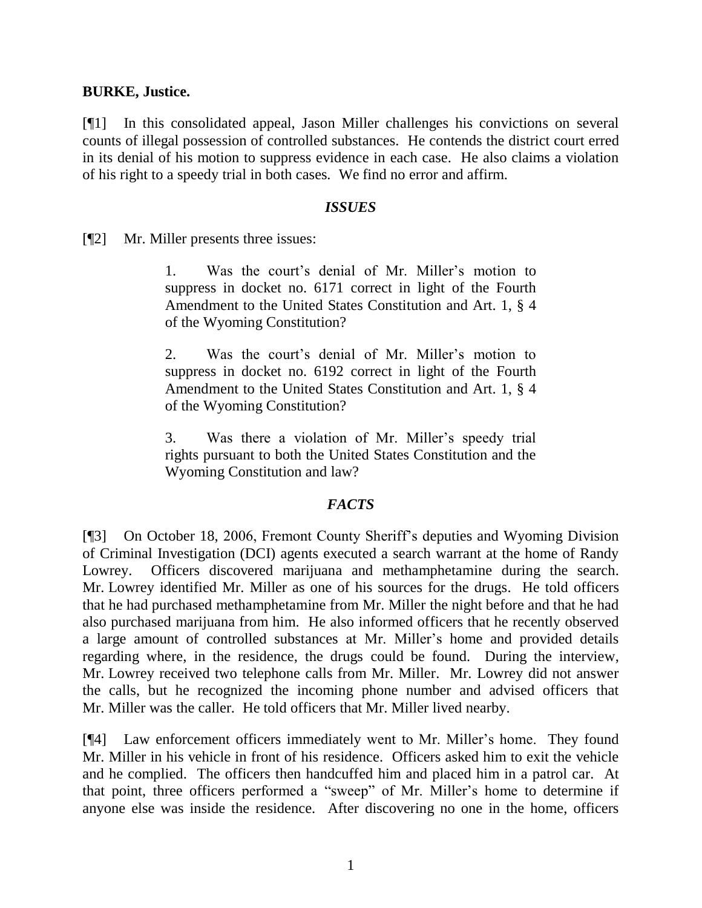**BURKE, Justice.**

[¶1] In this consolidated appeal, Jason Miller challenges his convictions on several counts of illegal possession of controlled substances. He contends the district court erred in its denial of his motion to suppress evidence in each case. He also claims a violation of his right to a speedy trial in both cases. We find no error and affirm.

### *ISSUES*

[¶2] Mr. Miller presents three issues:

> 1. Was the court's denial of Mr. Miller's motion to suppress in docket no. 6171 correct in light of the Fourth Amendment to the United States Constitution and Art. 1, § 4 of the Wyoming Constitution?
>
> 2. Was the court's denial of Mr. Miller's motion to suppress in docket no. 6192 correct in light of the Fourth Amendment to the United States Constitution and Art. 1, § 4 of the Wyoming Constitution?
>
> 3. Was there a violation of Mr. Miller's speedy trial rights pursuant to both the United States Constitution and the Wyoming Constitution and law?

### *FACTS*

[¶3] On October 18, 2006, Fremont County Sheriff's deputies and Wyoming Division of Criminal Investigation (DCI) agents executed a search warrant at the home of Randy Lowrey. Officers discovered marijuana and methamphetamine during the search. Mr. Lowrey identified Mr. Miller as one of his sources for the drugs. He told officers that he had purchased methamphetamine from Mr. Miller the night before and that he had also purchased marijuana from him. He also informed officers that he recently observed a large amount of controlled substances at Mr. Miller's home and provided details regarding where, in the residence, the drugs could be found. During the interview, Mr. Lowrey received two telephone calls from Mr. Miller. Mr. Lowrey did not answer the calls, but he recognized the incoming phone number and advised officers that Mr. Miller was the caller. He told officers that Mr. Miller lived nearby.

[¶4] Law enforcement officers immediately went to Mr. Miller's home. They found Mr. Miller in his vehicle in front of his residence. Officers asked him to exit the vehicle and he complied. The officers then handcuffed him and placed him in a patrol car. At that point, three officers performed a "sweep" of Mr. Miller's home to determine if anyone else was inside the residence. After discovering no one in the home, officers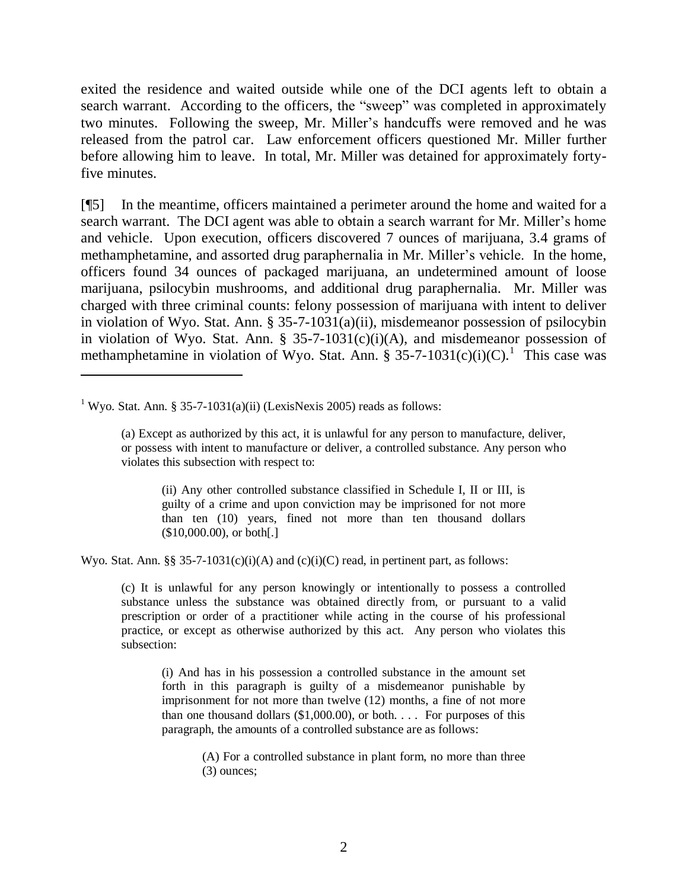exited the residence and waited outside while one of the DCI agents left to obtain a search warrant. According to the officers, the "sweep" was completed in approximately two minutes. Following the sweep, Mr. Miller's handcuffs were removed and he was released from the patrol car. Law enforcement officers questioned Mr. Miller further before allowing him to leave. In total, Mr. Miller was detained for approximately forty-five minutes.

[¶5] In the meantime, officers maintained a perimeter around the home and waited for a search warrant. The DCI agent was able to obtain a search warrant for Mr. Miller's home and vehicle. Upon execution, officers discovered 7 ounces of marijuana, 3.4 grams of methamphetamine, and assorted drug paraphernalia in Mr. Miller's vehicle. In the home, officers found 34 ounces of packaged marijuana, an undetermined amount of loose marijuana, psilocybin mushrooms, and additional drug paraphernalia. Mr. Miller was charged with three criminal counts: felony possession of marijuana with intent to deliver in violation of Wyo. Stat. Ann. § 35-7-1031(a)(ii), misdemeanor possession of psilocybin in violation of Wyo. Stat. Ann. § 35-7-1031(c)(i)(A), and misdemeanor possession of methamphetamine in violation of Wyo. Stat. Ann. § 35-7-1031(c)(i)(C).[1] This case was

---

[1] Wyo. Stat. Ann. § 35-7-1031(a)(ii) (LexisNexis 2005) reads as follows:

> (a) Except as authorized by this act, it is unlawful for any person to manufacture, deliver, or possess with intent to manufacture or deliver, a controlled substance. Any person who violates this subsection with respect to:
>
> > (ii) Any other controlled substance classified in Schedule I, II or III, is guilty of a crime and upon conviction may be imprisoned for not more than ten (10) years, fined not more than ten thousand dollars ($10,000.00), or both[.]

Wyo. Stat. Ann. §§ 35-7-1031(c)(i)(A) and (c)(i)(C) read, in pertinent part, as follows:

> (c) It is unlawful for any person knowingly or intentionally to possess a controlled substance unless the substance was obtained directly from, or pursuant to a valid prescription or order of a practitioner while acting in the course of his professional practice, or except as otherwise authorized by this act. Any person who violates this subsection:
>
> > (i) And has in his possession a controlled substance in the amount set forth in this paragraph is guilty of a misdemeanor punishable by imprisonment for not more than twelve (12) months, a fine of not more than one thousand dollars ($1,000.00), or both. . . . For purposes of this paragraph, the amounts of a controlled substance are as follows:
> >
> > > (A) For a controlled substance in plant form, no more than three (3) ounces;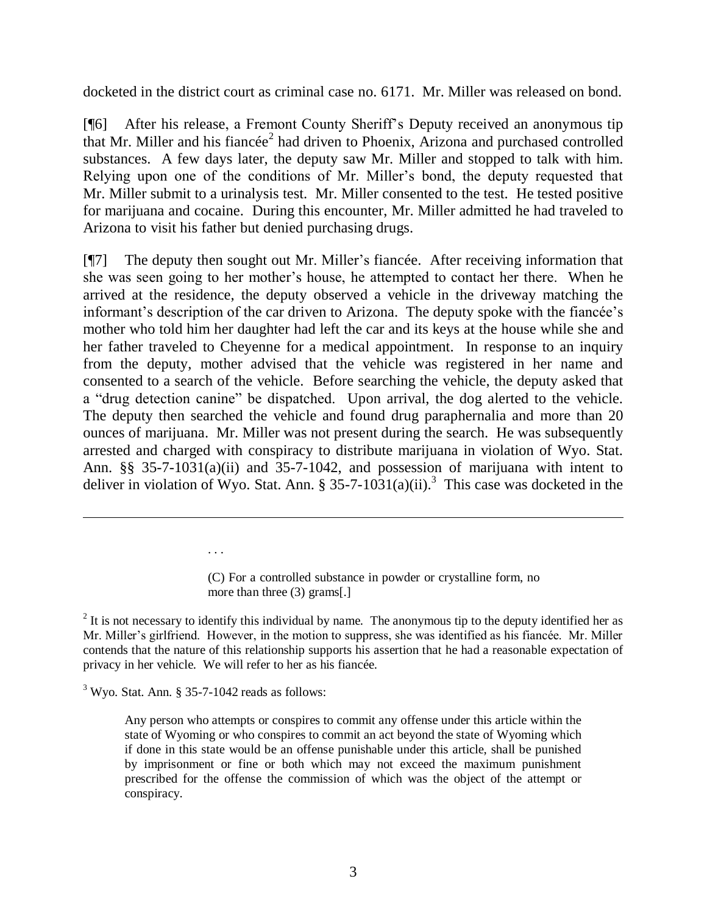docketed in the district court as criminal case no. 6171. Mr. Miller was released on bond.

[¶6] After his release, a Fremont County Sheriff's Deputy received an anonymous tip that Mr. Miller and his fiancée[2] had driven to Phoenix, Arizona and purchased controlled substances. A few days later, the deputy saw Mr. Miller and stopped to talk with him. Relying upon one of the conditions of Mr. Miller's bond, the deputy requested that Mr. Miller submit to a urinalysis test. Mr. Miller consented to the test. He tested positive for marijuana and cocaine. During this encounter, Mr. Miller admitted he had traveled to Arizona to visit his father but denied purchasing drugs.

[¶7] The deputy then sought out Mr. Miller's fiancée. After receiving information that she was seen going to her mother's house, he attempted to contact her there. When he arrived at the residence, the deputy observed a vehicle in the driveway matching the informant's description of the car driven to Arizona. The deputy spoke with the fiancée's mother who told him her daughter had left the car and its keys at the house while she and her father traveled to Cheyenne for a medical appointment. In response to an inquiry from the deputy, mother advised that the vehicle was registered in her name and consented to a search of the vehicle. Before searching the vehicle, the deputy asked that a "drug detection canine" be dispatched. Upon arrival, the dog alerted to the vehicle. The deputy then searched the vehicle and found drug paraphernalia and more than 20 ounces of marijuana. Mr. Miller was not present during the search. He was subsequently arrested and charged with conspiracy to distribute marijuana in violation of Wyo. Stat. Ann. §§ 35-7-1031(a)(ii) and 35-7-1042, and possession of marijuana with intent to deliver in violation of Wyo. Stat. Ann. § 35-7-1031(a)(ii).[3] This case was docketed in the

---

> . . .
>
> (C) For a controlled substance in powder or crystalline form, no more than three (3) grams[.]

[2] It is not necessary to identify this individual by name. The anonymous tip to the deputy identified her as Mr. Miller's girlfriend. However, in the motion to suppress, she was identified as his fiancée. Mr. Miller contends that the nature of this relationship supports his assertion that he had a reasonable expectation of privacy in her vehicle. We will refer to her as his fiancée.

[3] Wyo. Stat. Ann. § 35-7-1042 reads as follows:

> Any person who attempts or conspires to commit any offense under this article within the state of Wyoming or who conspires to commit an act beyond the state of Wyoming which if done in this state would be an offense punishable under this article, shall be punished by imprisonment or fine or both which may not exceed the maximum punishment prescribed for the offense the commission of which was the object of the attempt or conspiracy.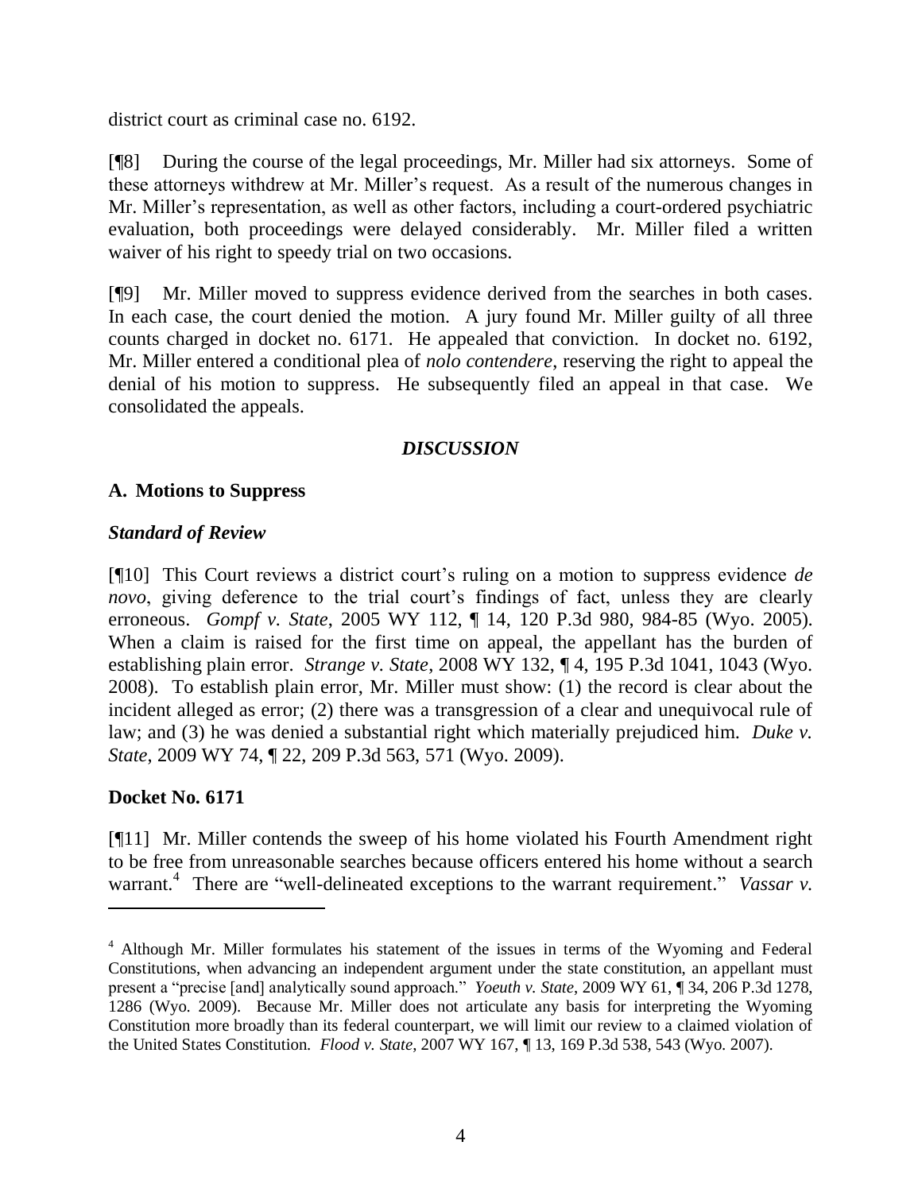district court as criminal case no. 6192.

[¶8] During the course of the legal proceedings, Mr. Miller had six attorneys. Some of these attorneys withdrew at Mr. Miller's request. As a result of the numerous changes in Mr. Miller's representation, as well as other factors, including a court-ordered psychiatric evaluation, both proceedings were delayed considerably. Mr. Miller filed a written waiver of his right to speedy trial on two occasions.

[¶9] Mr. Miller moved to suppress evidence derived from the searches in both cases. In each case, the court denied the motion. A jury found Mr. Miller guilty of all three counts charged in docket no. 6171. He appealed that conviction. In docket no. 6192, Mr. Miller entered a conditional plea of *nolo contendere*, reserving the right to appeal the denial of his motion to suppress. He subsequently filed an appeal in that case. We consolidated the appeals.

## *DISCUSSION*

### A. Motions to Suppress

### *Standard of Review*

[¶10] This Court reviews a district court's ruling on a motion to suppress evidence *de novo*, giving deference to the trial court's findings of fact, unless they are clearly erroneous. *Gompf v. State*, 2005 WY 112, ¶ 14, 120 P.3d 980, 984-85 (Wyo. 2005). When a claim is raised for the first time on appeal, the appellant has the burden of establishing plain error. *Strange v. State*, 2008 WY 132, ¶ 4, 195 P.3d 1041, 1043 (Wyo. 2008). To establish plain error, Mr. Miller must show: (1) the record is clear about the incident alleged as error; (2) there was a transgression of a clear and unequivocal rule of law; and (3) he was denied a substantial right which materially prejudiced him. *Duke v. State*, 2009 WY 74, ¶ 22, 209 P.3d 563, 571 (Wyo. 2009).

### Docket No. 6171

[¶11] Mr. Miller contends the sweep of his home violated his Fourth Amendment right to be free from unreasonable searches because officers entered his home without a search warrant.[4] There are "well-delineated exceptions to the warrant requirement." *Vassar v.*

---

[4] Although Mr. Miller formulates his statement of the issues in terms of the Wyoming and Federal Constitutions, when advancing an independent argument under the state constitution, an appellant must present a "precise [and] analytically sound approach." *Yoeuth v. State*, 2009 WY 61, ¶ 34, 206 P.3d 1278, 1286 (Wyo. 2009). Because Mr. Miller does not articulate any basis for interpreting the Wyoming Constitution more broadly than its federal counterpart, we will limit our review to a claimed violation of the United States Constitution. *Flood v. State*, 2007 WY 167, ¶ 13, 169 P.3d 538, 543 (Wyo. 2007).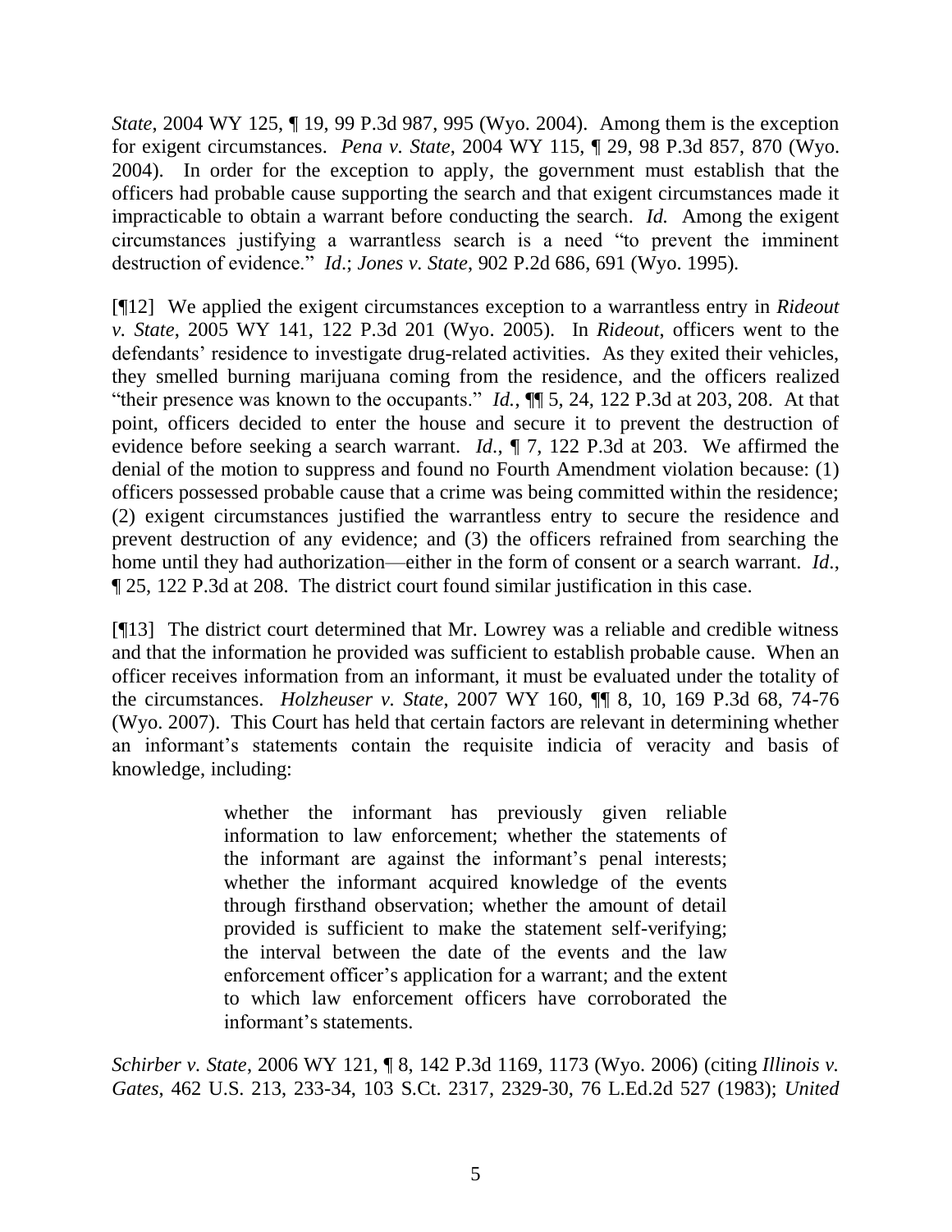*State*, 2004 WY 125, ¶ 19, 99 P.3d 987, 995 (Wyo. 2004). Among them is the exception for exigent circumstances. *Pena v. State*, 2004 WY 115, ¶ 29, 98 P.3d 857, 870 (Wyo. 2004). In order for the exception to apply, the government must establish that the officers had probable cause supporting the search and that exigent circumstances made it impracticable to obtain a warrant before conducting the search. *Id.* Among the exigent circumstances justifying a warrantless search is a need "to prevent the imminent destruction of evidence." *Id*.; *Jones v. State*, 902 P.2d 686, 691 (Wyo. 1995).

[¶12] We applied the exigent circumstances exception to a warrantless entry in *Rideout v. State*, 2005 WY 141, 122 P.3d 201 (Wyo. 2005). In *Rideout*, officers went to the defendants' residence to investigate drug-related activities. As they exited their vehicles, they smelled burning marijuana coming from the residence, and the officers realized "their presence was known to the occupants." *Id.*, ¶¶ 5, 24, 122 P.3d at 203, 208. At that point, officers decided to enter the house and secure it to prevent the destruction of evidence before seeking a search warrant. *Id*., ¶ 7, 122 P.3d at 203. We affirmed the denial of the motion to suppress and found no Fourth Amendment violation because: (1) officers possessed probable cause that a crime was being committed within the residence; (2) exigent circumstances justified the warrantless entry to secure the residence and prevent destruction of any evidence; and (3) the officers refrained from searching the home until they had authorization—either in the form of consent or a search warrant. *Id*., ¶ 25, 122 P.3d at 208. The district court found similar justification in this case.

[¶13] The district court determined that Mr. Lowrey was a reliable and credible witness and that the information he provided was sufficient to establish probable cause. When an officer receives information from an informant, it must be evaluated under the totality of the circumstances. *Holzheuser v. State*, 2007 WY 160, ¶¶ 8, 10, 169 P.3d 68, 74-76 (Wyo. 2007). This Court has held that certain factors are relevant in determining whether an informant's statements contain the requisite indicia of veracity and basis of knowledge, including:

> whether the informant has previously given reliable information to law enforcement; whether the statements of the informant are against the informant's penal interests; whether the informant acquired knowledge of the events through firsthand observation; whether the amount of detail provided is sufficient to make the statement self-verifying; the interval between the date of the events and the law enforcement officer's application for a warrant; and the extent to which law enforcement officers have corroborated the informant's statements.

*Schirber v. State*, 2006 WY 121, ¶ 8, 142 P.3d 1169, 1173 (Wyo. 2006) (citing *Illinois v. Gates*, 462 U.S. 213, 233-34, 103 S.Ct. 2317, 2329-30, 76 L.Ed.2d 527 (1983); *United*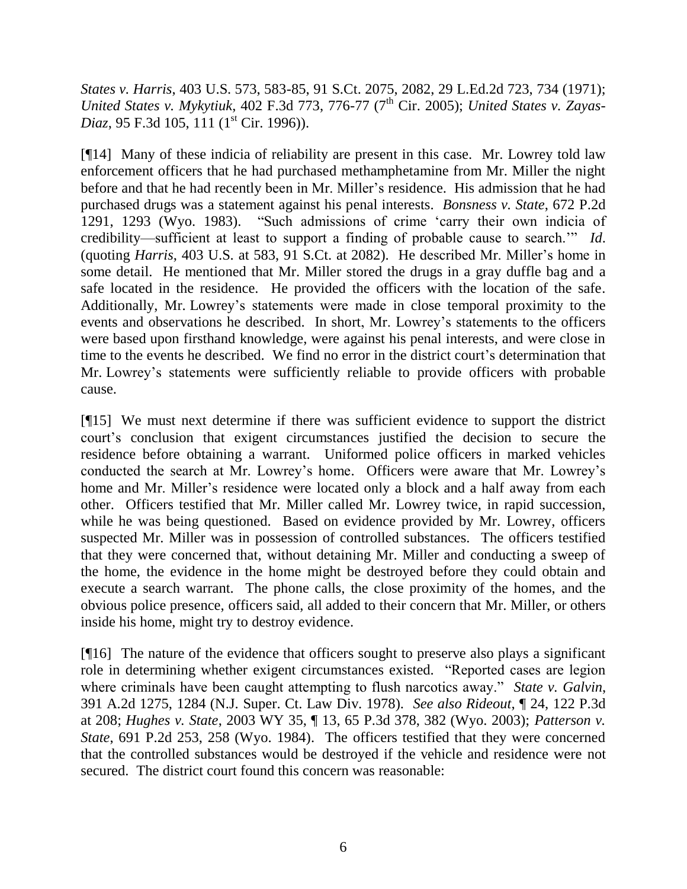*States v. Harris*, 403 U.S. 573, 583-85, 91 S.Ct. 2075, 2082, 29 L.Ed.2d 723, 734 (1971); *United States v. Mykytiuk*, 402 F.3d 773, 776-77 (7th Cir. 2005); *United States v. Zayas-Diaz*, 95 F.3d 105, 111 (1st Cir. 1996)).

[¶14] Many of these indicia of reliability are present in this case. Mr. Lowrey told law enforcement officers that he had purchased methamphetamine from Mr. Miller the night before and that he had recently been in Mr. Miller's residence. His admission that he had purchased drugs was a statement against his penal interests. *Bonsness v. State*, 672 P.2d 1291, 1293 (Wyo. 1983). "Such admissions of crime 'carry their own indicia of credibility—sufficient at least to support a finding of probable cause to search.'" *Id*. (quoting *Harris*, 403 U.S. at 583, 91 S.Ct. at 2082). He described Mr. Miller's home in some detail. He mentioned that Mr. Miller stored the drugs in a gray duffle bag and a safe located in the residence. He provided the officers with the location of the safe. Additionally, Mr. Lowrey's statements were made in close temporal proximity to the events and observations he described. In short, Mr. Lowrey's statements to the officers were based upon firsthand knowledge, were against his penal interests, and were close in time to the events he described. We find no error in the district court's determination that Mr. Lowrey's statements were sufficiently reliable to provide officers with probable cause.

[¶15] We must next determine if there was sufficient evidence to support the district court's conclusion that exigent circumstances justified the decision to secure the residence before obtaining a warrant. Uniformed police officers in marked vehicles conducted the search at Mr. Lowrey's home. Officers were aware that Mr. Lowrey's home and Mr. Miller's residence were located only a block and a half away from each other. Officers testified that Mr. Miller called Mr. Lowrey twice, in rapid succession, while he was being questioned. Based on evidence provided by Mr. Lowrey, officers suspected Mr. Miller was in possession of controlled substances. The officers testified that they were concerned that, without detaining Mr. Miller and conducting a sweep of the home, the evidence in the home might be destroyed before they could obtain and execute a search warrant. The phone calls, the close proximity of the homes, and the obvious police presence, officers said, all added to their concern that Mr. Miller, or others inside his home, might try to destroy evidence.

[¶16] The nature of the evidence that officers sought to preserve also plays a significant role in determining whether exigent circumstances existed. "Reported cases are legion where criminals have been caught attempting to flush narcotics away." *State v. Galvin*, 391 A.2d 1275, 1284 (N.J. Super. Ct. Law Div. 1978). *See also Rideout*, ¶ 24, 122 P.3d at 208; *Hughes v. State*, 2003 WY 35, ¶ 13, 65 P.3d 378, 382 (Wyo. 2003); *Patterson v. State*, 691 P.2d 253, 258 (Wyo. 1984). The officers testified that they were concerned that the controlled substances would be destroyed if the vehicle and residence were not secured. The district court found this concern was reasonable: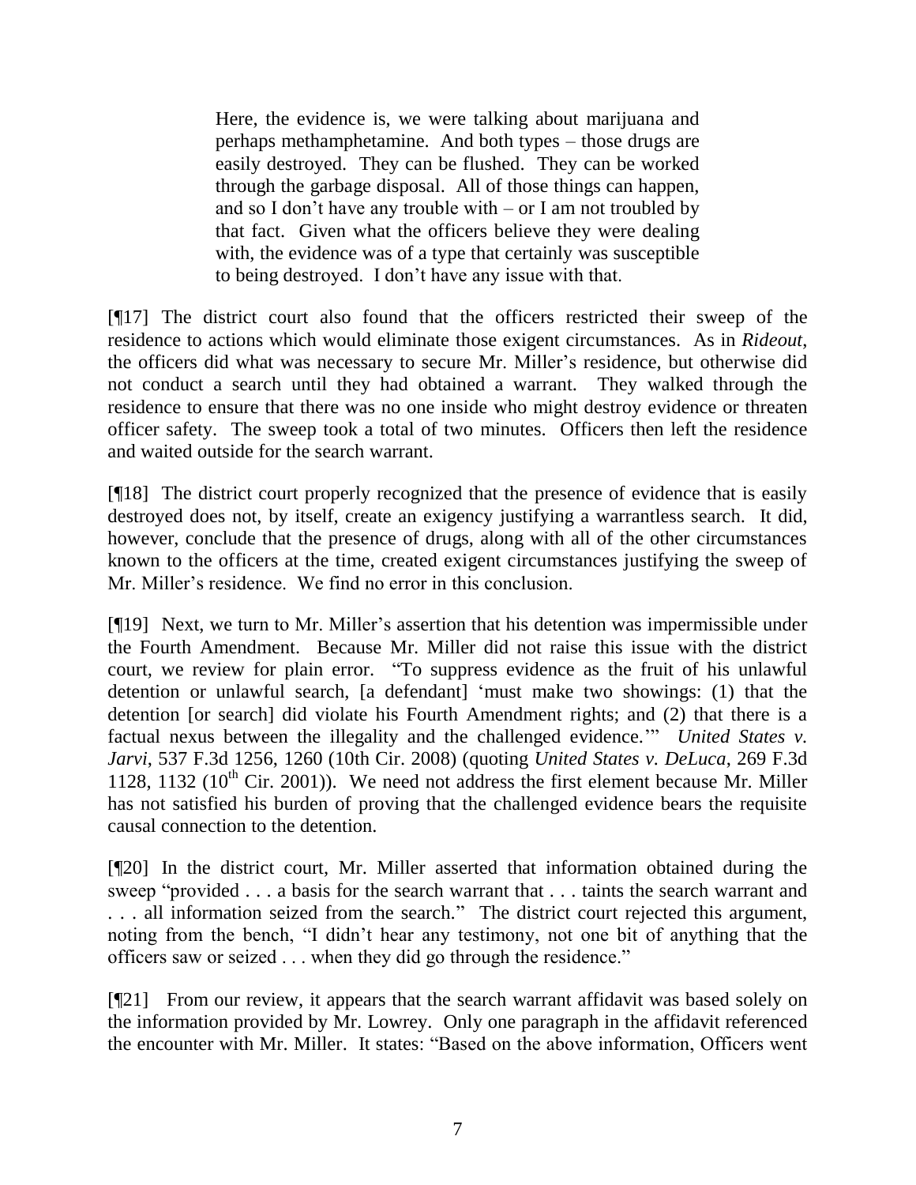> Here, the evidence is, we were talking about marijuana and perhaps methamphetamine. And both types – those drugs are easily destroyed. They can be flushed. They can be worked through the garbage disposal. All of those things can happen, and so I don't have any trouble with – or I am not troubled by that fact. Given what the officers believe they were dealing with, the evidence was of a type that certainly was susceptible to being destroyed. I don't have any issue with that.

[¶17] The district court also found that the officers restricted their sweep of the residence to actions which would eliminate those exigent circumstances. As in *Rideout*, the officers did what was necessary to secure Mr. Miller's residence, but otherwise did not conduct a search until they had obtained a warrant. They walked through the residence to ensure that there was no one inside who might destroy evidence or threaten officer safety. The sweep took a total of two minutes. Officers then left the residence and waited outside for the search warrant.

[¶18] The district court properly recognized that the presence of evidence that is easily destroyed does not, by itself, create an exigency justifying a warrantless search. It did, however, conclude that the presence of drugs, along with all of the other circumstances known to the officers at the time, created exigent circumstances justifying the sweep of Mr. Miller's residence. We find no error in this conclusion.

[¶19] Next, we turn to Mr. Miller's assertion that his detention was impermissible under the Fourth Amendment. Because Mr. Miller did not raise this issue with the district court, we review for plain error. "To suppress evidence as the fruit of his unlawful detention or unlawful search, [a defendant] 'must make two showings: (1) that the detention [or search] did violate his Fourth Amendment rights; and (2) that there is a factual nexus between the illegality and the challenged evidence.'" *United States v. Jarvi*, 537 F.3d 1256, 1260 (10th Cir. 2008) (quoting *United States v. DeLuca*, 269 F.3d 1128, 1132 (10th Cir. 2001)). We need not address the first element because Mr. Miller has not satisfied his burden of proving that the challenged evidence bears the requisite causal connection to the detention.

[¶20] In the district court, Mr. Miller asserted that information obtained during the sweep "provided . . . a basis for the search warrant that . . . taints the search warrant and . . . all information seized from the search." The district court rejected this argument, noting from the bench, "I didn't hear any testimony, not one bit of anything that the officers saw or seized . . . when they did go through the residence."

[¶21] From our review, it appears that the search warrant affidavit was based solely on the information provided by Mr. Lowrey. Only one paragraph in the affidavit referenced the encounter with Mr. Miller. It states: "Based on the above information, Officers went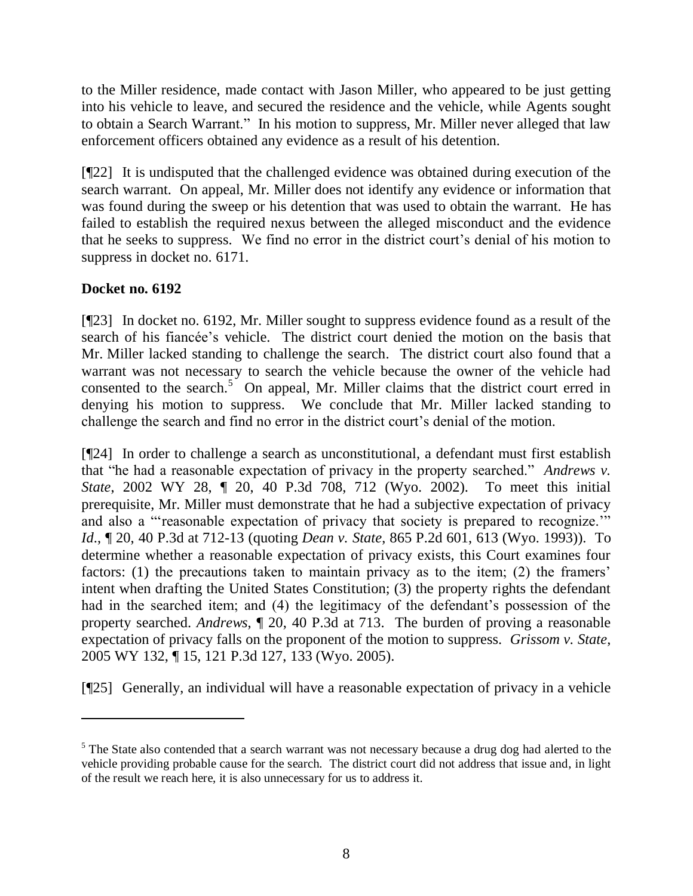to the Miller residence, made contact with Jason Miller, who appeared to be just getting into his vehicle to leave, and secured the residence and the vehicle, while Agents sought to obtain a Search Warrant." In his motion to suppress, Mr. Miller never alleged that law enforcement officers obtained any evidence as a result of his detention.

[¶22] It is undisputed that the challenged evidence was obtained during execution of the search warrant. On appeal, Mr. Miller does not identify any evidence or information that was found during the sweep or his detention that was used to obtain the warrant. He has failed to establish the required nexus between the alleged misconduct and the evidence that he seeks to suppress. We find no error in the district court's denial of his motion to suppress in docket no. 6171.

**Docket no. 6192**

[¶23] In docket no. 6192, Mr. Miller sought to suppress evidence found as a result of the search of his fiancée's vehicle. The district court denied the motion on the basis that Mr. Miller lacked standing to challenge the search. The district court also found that a warrant was not necessary to search the vehicle because the owner of the vehicle had consented to the search.[5] On appeal, Mr. Miller claims that the district court erred in denying his motion to suppress. We conclude that Mr. Miller lacked standing to challenge the search and find no error in the district court's denial of the motion.

[¶24] In order to challenge a search as unconstitutional, a defendant must first establish that "he had a reasonable expectation of privacy in the property searched." *Andrews v. State*, 2002 WY 28, ¶ 20, 40 P.3d 708, 712 (Wyo. 2002). To meet this initial prerequisite, Mr. Miller must demonstrate that he had a subjective expectation of privacy and also a "'reasonable expectation of privacy that society is prepared to recognize.'" *Id*., ¶ 20, 40 P.3d at 712-13 (quoting *Dean v. State*, 865 P.2d 601, 613 (Wyo. 1993)). To determine whether a reasonable expectation of privacy exists, this Court examines four factors: (1) the precautions taken to maintain privacy as to the item; (2) the framers' intent when drafting the United States Constitution; (3) the property rights the defendant had in the searched item; and (4) the legitimacy of the defendant's possession of the property searched. *Andrews*, ¶ 20, 40 P.3d at 713. The burden of proving a reasonable expectation of privacy falls on the proponent of the motion to suppress. *Grissom v. State*, 2005 WY 132, ¶ 15, 121 P.3d 127, 133 (Wyo. 2005).

[¶25] Generally, an individual will have a reasonable expectation of privacy in a vehicle

---

[5] The State also contended that a search warrant was not necessary because a drug dog had alerted to the vehicle providing probable cause for the search. The district court did not address that issue and, in light of the result we reach here, it is also unnecessary for us to address it.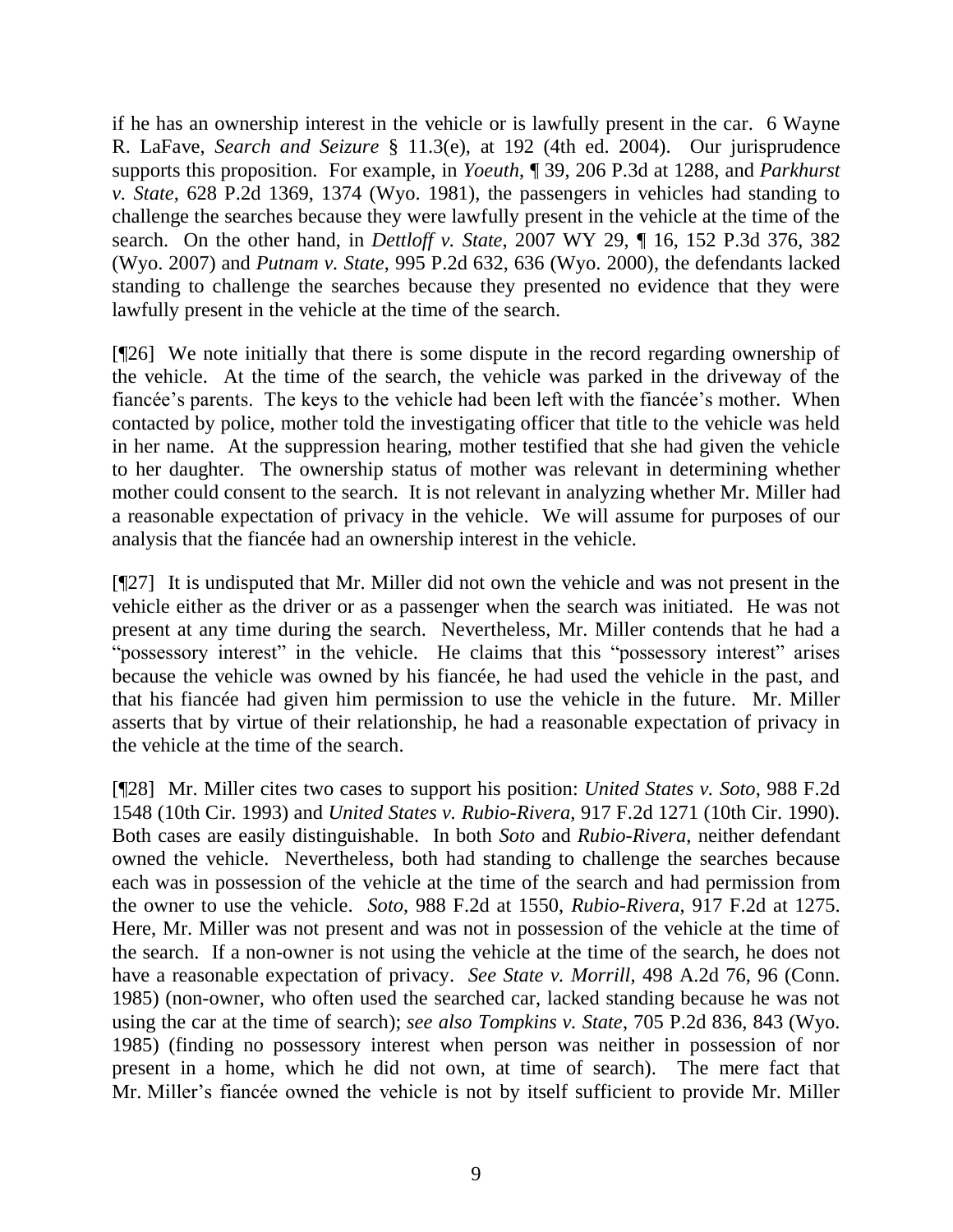if he has an ownership interest in the vehicle or is lawfully present in the car. 6 Wayne R. LaFave, *Search and Seizure* § 11.3(e), at 192 (4th ed. 2004). Our jurisprudence supports this proposition. For example, in *Yoeuth*, ¶ 39, 206 P.3d at 1288, and *Parkhurst v. State*, 628 P.2d 1369, 1374 (Wyo. 1981), the passengers in vehicles had standing to challenge the searches because they were lawfully present in the vehicle at the time of the search. On the other hand, in *Dettloff v. State*, 2007 WY 29, ¶ 16, 152 P.3d 376, 382 (Wyo. 2007) and *Putnam v. State*, 995 P.2d 632, 636 (Wyo. 2000), the defendants lacked standing to challenge the searches because they presented no evidence that they were lawfully present in the vehicle at the time of the search.

[¶26] We note initially that there is some dispute in the record regarding ownership of the vehicle. At the time of the search, the vehicle was parked in the driveway of the fiancée's parents. The keys to the vehicle had been left with the fiancée's mother. When contacted by police, mother told the investigating officer that title to the vehicle was held in her name. At the suppression hearing, mother testified that she had given the vehicle to her daughter. The ownership status of mother was relevant in determining whether mother could consent to the search. It is not relevant in analyzing whether Mr. Miller had a reasonable expectation of privacy in the vehicle. We will assume for purposes of our analysis that the fiancée had an ownership interest in the vehicle.

[¶27] It is undisputed that Mr. Miller did not own the vehicle and was not present in the vehicle either as the driver or as a passenger when the search was initiated. He was not present at any time during the search. Nevertheless, Mr. Miller contends that he had a "possessory interest" in the vehicle. He claims that this "possessory interest" arises because the vehicle was owned by his fiancée, he had used the vehicle in the past, and that his fiancée had given him permission to use the vehicle in the future. Mr. Miller asserts that by virtue of their relationship, he had a reasonable expectation of privacy in the vehicle at the time of the search.

[¶28] Mr. Miller cites two cases to support his position: *United States v. Soto*, 988 F.2d 1548 (10th Cir. 1993) and *United States v. Rubio-Rivera*, 917 F.2d 1271 (10th Cir. 1990). Both cases are easily distinguishable. In both *Soto* and *Rubio-Rivera*, neither defendant owned the vehicle. Nevertheless, both had standing to challenge the searches because each was in possession of the vehicle at the time of the search and had permission from the owner to use the vehicle. *Soto*, 988 F.2d at 1550, *Rubio-Rivera*, 917 F.2d at 1275. Here, Mr. Miller was not present and was not in possession of the vehicle at the time of the search. If a non-owner is not using the vehicle at the time of the search, he does not have a reasonable expectation of privacy. *See State v. Morrill*, 498 A.2d 76, 96 (Conn. 1985) (non-owner, who often used the searched car, lacked standing because he was not using the car at the time of search); *see also Tompkins v. State*, 705 P.2d 836, 843 (Wyo. 1985) (finding no possessory interest when person was neither in possession of nor present in a home, which he did not own, at time of search). The mere fact that Mr. Miller's fiancée owned the vehicle is not by itself sufficient to provide Mr. Miller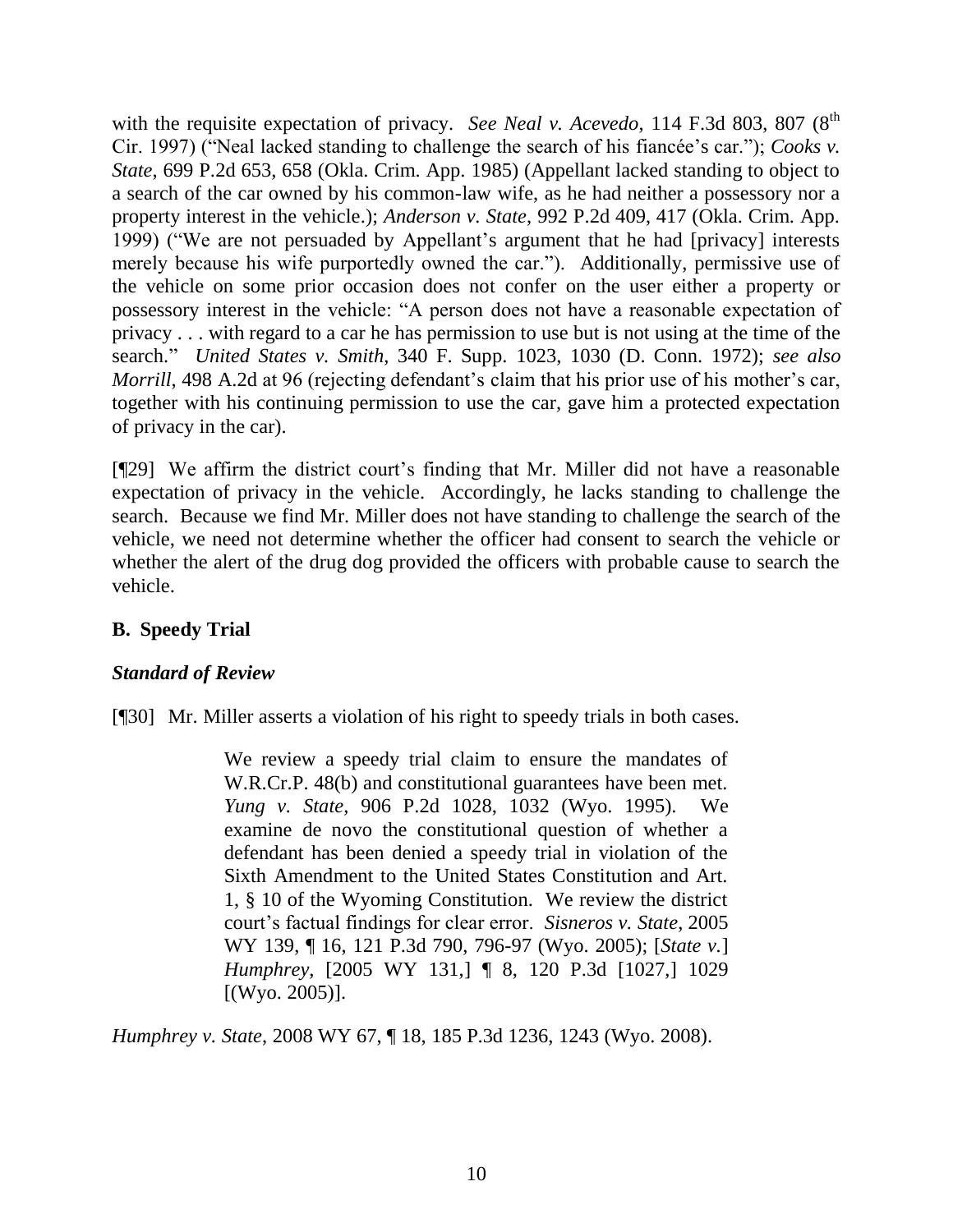with the requisite expectation of privacy. *See Neal v. Acevedo*, 114 F.3d 803, 807 (8th Cir. 1997) ("Neal lacked standing to challenge the search of his fiancée's car."); *Cooks v. State*, 699 P.2d 653, 658 (Okla. Crim. App. 1985) (Appellant lacked standing to object to a search of the car owned by his common-law wife, as he had neither a possessory nor a property interest in the vehicle.); *Anderson v. State*, 992 P.2d 409, 417 (Okla. Crim. App. 1999) ("We are not persuaded by Appellant's argument that he had [privacy] interests merely because his wife purportedly owned the car."). Additionally, permissive use of the vehicle on some prior occasion does not confer on the user either a property or possessory interest in the vehicle: "A person does not have a reasonable expectation of privacy . . . with regard to a car he has permission to use but is not using at the time of the search." *United States v. Smith*, 340 F. Supp. 1023, 1030 (D. Conn. 1972); *see also Morrill*, 498 A.2d at 96 (rejecting defendant's claim that his prior use of his mother's car, together with his continuing permission to use the car, gave him a protected expectation of privacy in the car).

[¶29] We affirm the district court's finding that Mr. Miller did not have a reasonable expectation of privacy in the vehicle. Accordingly, he lacks standing to challenge the search. Because we find Mr. Miller does not have standing to challenge the search of the vehicle, we need not determine whether the officer had consent to search the vehicle or whether the alert of the drug dog provided the officers with probable cause to search the vehicle.

**B. Speedy Trial**

***Standard of Review***

[¶30] Mr. Miller asserts a violation of his right to speedy trials in both cases.

> We review a speedy trial claim to ensure the mandates of W.R.Cr.P. 48(b) and constitutional guarantees have been met. *Yung v. State*, 906 P.2d 1028, 1032 (Wyo. 1995). We examine de novo the constitutional question of whether a defendant has been denied a speedy trial in violation of the Sixth Amendment to the United States Constitution and Art. 1, § 10 of the Wyoming Constitution. We review the district court's factual findings for clear error. *Sisneros v. State*, 2005 WY 139, ¶ 16, 121 P.3d 790, 796-97 (Wyo. 2005); [*State v.*] *Humphrey*, [2005 WY 131,] ¶ 8, 120 P.3d [1027,] 1029 [(Wyo. 2005)].

*Humphrey v. State*, 2008 WY 67, ¶ 18, 185 P.3d 1236, 1243 (Wyo. 2008).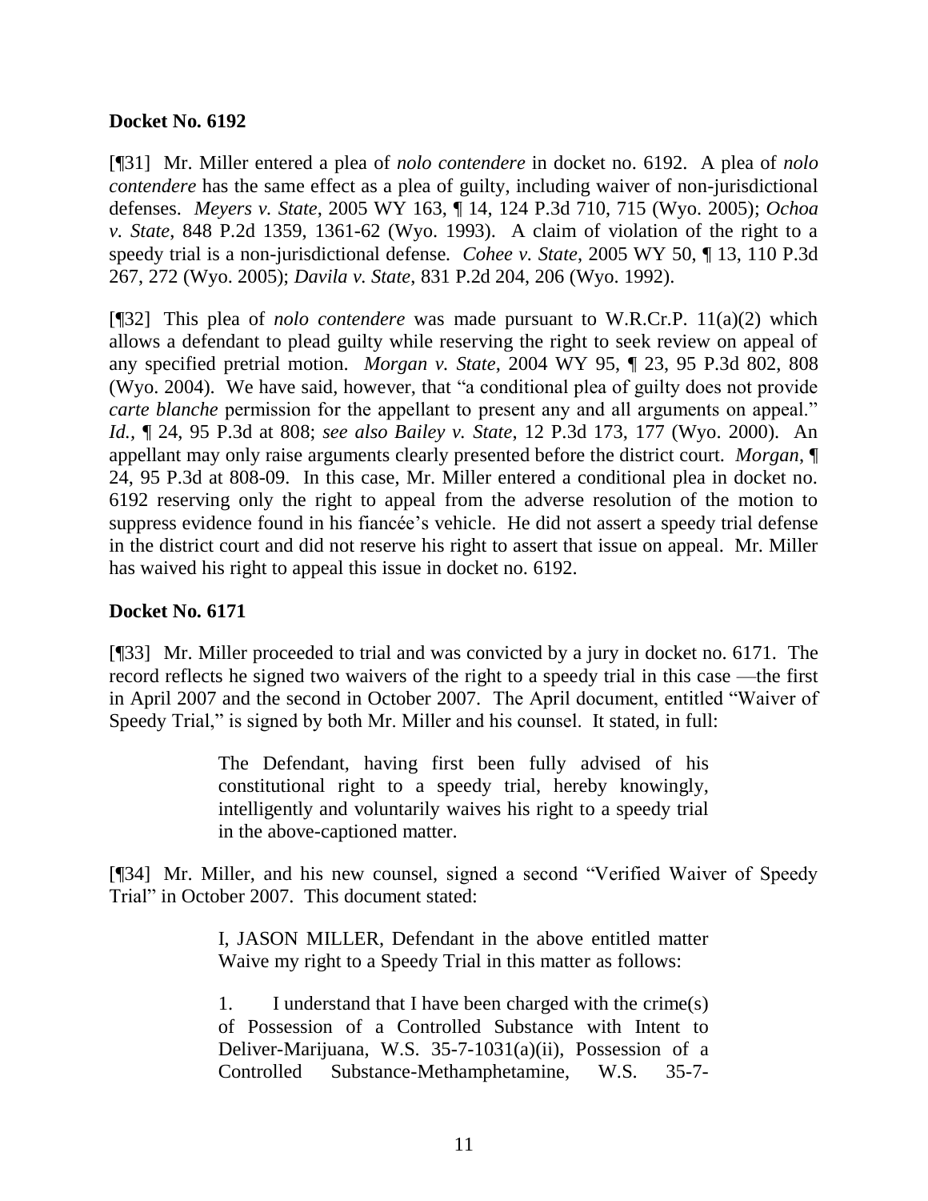**Docket No. 6192**

[¶31] Mr. Miller entered a plea of *nolo contendere* in docket no. 6192. A plea of *nolo contendere* has the same effect as a plea of guilty, including waiver of non-jurisdictional defenses. *Meyers v. State*, 2005 WY 163, ¶ 14, 124 P.3d 710, 715 (Wyo. 2005); *Ochoa v. State*, 848 P.2d 1359, 1361-62 (Wyo. 1993). A claim of violation of the right to a speedy trial is a non-jurisdictional defense. *Cohee v. State*, 2005 WY 50, ¶ 13, 110 P.3d 267, 272 (Wyo. 2005); *Davila v. State*, 831 P.2d 204, 206 (Wyo. 1992).

[¶32] This plea of *nolo contendere* was made pursuant to W.R.Cr.P. 11(a)(2) which allows a defendant to plead guilty while reserving the right to seek review on appeal of any specified pretrial motion. *Morgan v. State*, 2004 WY 95, ¶ 23, 95 P.3d 802, 808 (Wyo. 2004). We have said, however, that "a conditional plea of guilty does not provide *carte blanche* permission for the appellant to present any and all arguments on appeal." *Id.*, ¶ 24, 95 P.3d at 808; *see also Bailey v. State*, 12 P.3d 173, 177 (Wyo. 2000). An appellant may only raise arguments clearly presented before the district court. *Morgan*, ¶ 24, 95 P.3d at 808-09. In this case, Mr. Miller entered a conditional plea in docket no. 6192 reserving only the right to appeal from the adverse resolution of the motion to suppress evidence found in his fiancée's vehicle. He did not assert a speedy trial defense in the district court and did not reserve his right to assert that issue on appeal. Mr. Miller has waived his right to appeal this issue in docket no. 6192.

**Docket No. 6171**

[¶33] Mr. Miller proceeded to trial and was convicted by a jury in docket no. 6171. The record reflects he signed two waivers of the right to a speedy trial in this case —the first in April 2007 and the second in October 2007. The April document, entitled "Waiver of Speedy Trial," is signed by both Mr. Miller and his counsel. It stated, in full:

> The Defendant, having first been fully advised of his constitutional right to a speedy trial, hereby knowingly, intelligently and voluntarily waives his right to a speedy trial in the above-captioned matter.

[¶34] Mr. Miller, and his new counsel, signed a second "Verified Waiver of Speedy Trial" in October 2007. This document stated:

> I, JASON MILLER, Defendant in the above entitled matter Waive my right to a Speedy Trial in this matter as follows:
>
> 1. I understand that I have been charged with the crime(s) of Possession of a Controlled Substance with Intent to Deliver-Marijuana, W.S. 35-7-1031(a)(ii), Possession of a Controlled Substance-Methamphetamine, W.S. 35-7-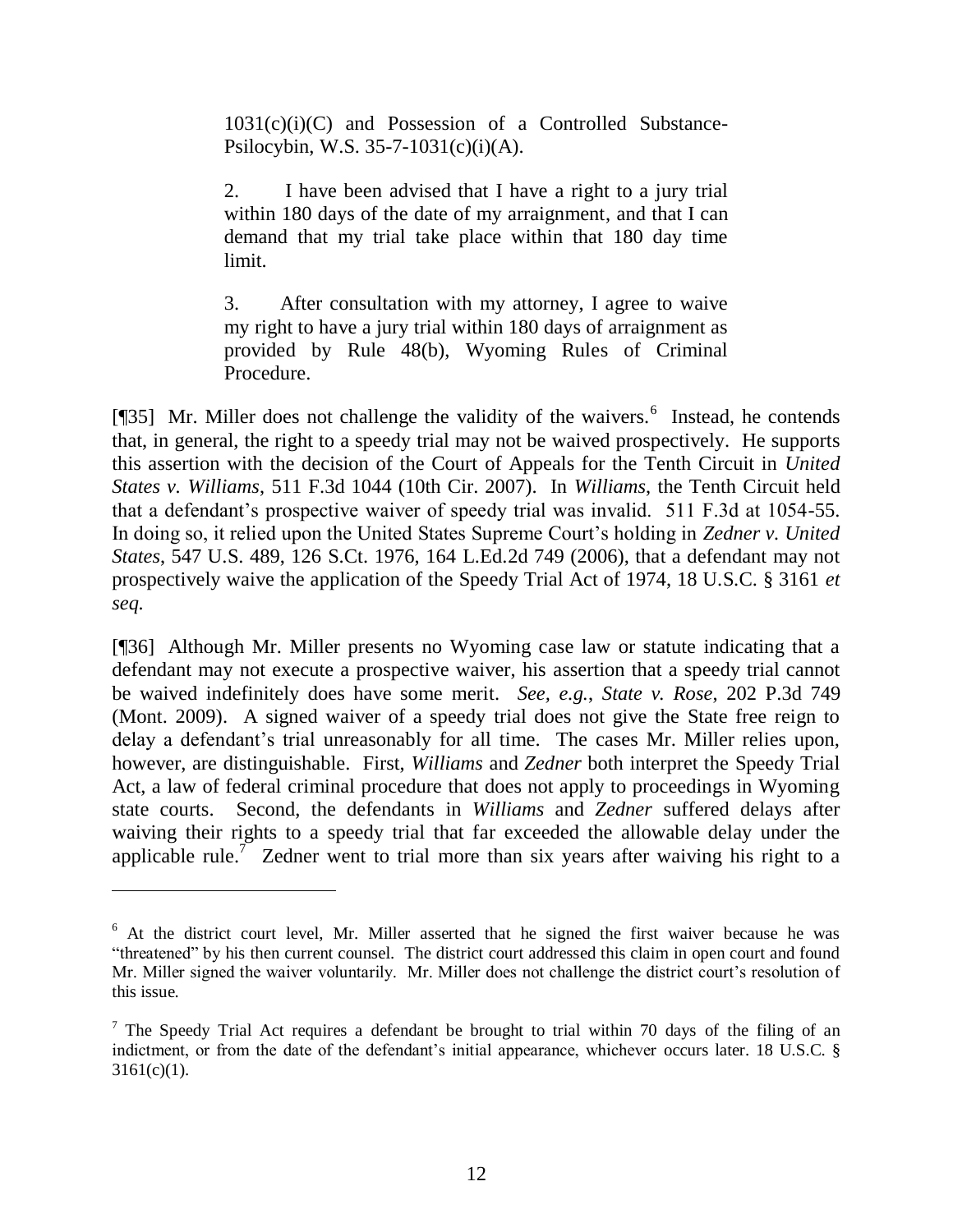> 1031(c)(i)(C) and Possession of a Controlled Substance-Psilocybin, W.S. 35-7-1031(c)(i)(A).
>
> 2. I have been advised that I have a right to a jury trial within 180 days of the date of my arraignment, and that I can demand that my trial take place within that 180 day time limit.
>
> 3. After consultation with my attorney, I agree to waive my right to have a jury trial within 180 days of arraignment as provided by Rule 48(b), Wyoming Rules of Criminal Procedure.

[¶35] Mr. Miller does not challenge the validity of the waivers.[6] Instead, he contends that, in general, the right to a speedy trial may not be waived prospectively. He supports this assertion with the decision of the Court of Appeals for the Tenth Circuit in *United States v. Williams*, 511 F.3d 1044 (10th Cir. 2007). In *Williams*, the Tenth Circuit held that a defendant's prospective waiver of speedy trial was invalid. 511 F.3d at 1054-55. In doing so, it relied upon the United States Supreme Court's holding in *Zedner v. United States*, 547 U.S. 489, 126 S.Ct. 1976, 164 L.Ed.2d 749 (2006), that a defendant may not prospectively waive the application of the Speedy Trial Act of 1974, 18 U.S.C. § 3161 *et seq.*

[¶36] Although Mr. Miller presents no Wyoming case law or statute indicating that a defendant may not execute a prospective waiver, his assertion that a speedy trial cannot be waived indefinitely does have some merit. *See, e.g.*, *State v. Rose*, 202 P.3d 749 (Mont. 2009). A signed waiver of a speedy trial does not give the State free reign to delay a defendant's trial unreasonably for all time. The cases Mr. Miller relies upon, however, are distinguishable. First, *Williams* and *Zedner* both interpret the Speedy Trial Act, a law of federal criminal procedure that does not apply to proceedings in Wyoming state courts. Second, the defendants in *Williams* and *Zedner* suffered delays after waiving their rights to a speedy trial that far exceeded the allowable delay under the applicable rule.[7] Zedner went to trial more than six years after waiving his right to a

---

[6] At the district court level, Mr. Miller asserted that he signed the first waiver because he was "threatened" by his then current counsel. The district court addressed this claim in open court and found Mr. Miller signed the waiver voluntarily. Mr. Miller does not challenge the district court's resolution of this issue.

[7] The Speedy Trial Act requires a defendant be brought to trial within 70 days of the filing of an indictment, or from the date of the defendant's initial appearance, whichever occurs later. 18 U.S.C. § 3161(c)(1).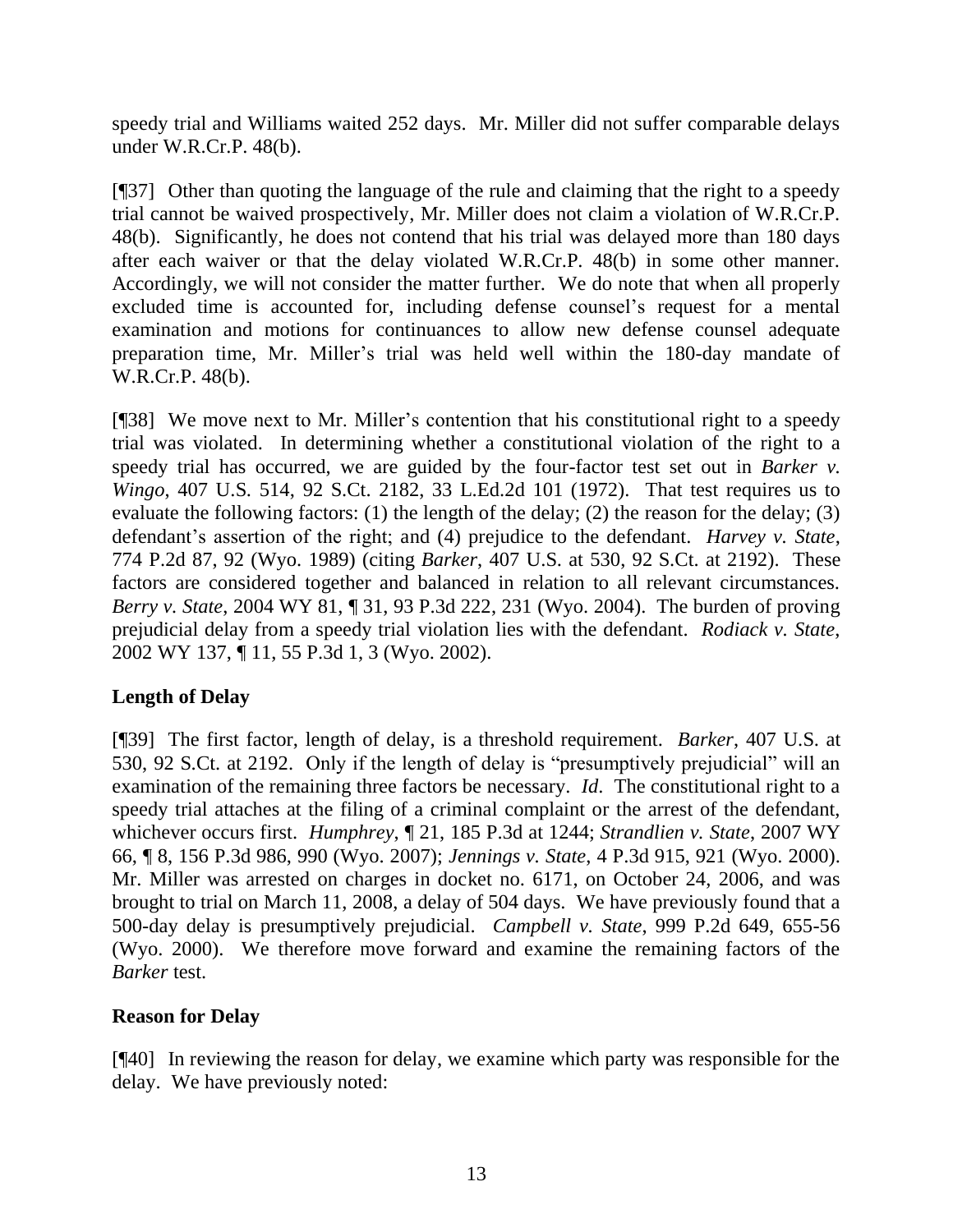speedy trial and Williams waited 252 days. Mr. Miller did not suffer comparable delays under W.R.Cr.P. 48(b).

[¶37] Other than quoting the language of the rule and claiming that the right to a speedy trial cannot be waived prospectively, Mr. Miller does not claim a violation of W.R.Cr.P. 48(b). Significantly, he does not contend that his trial was delayed more than 180 days after each waiver or that the delay violated W.R.Cr.P. 48(b) in some other manner. Accordingly, we will not consider the matter further. We do note that when all properly excluded time is accounted for, including defense counsel's request for a mental examination and motions for continuances to allow new defense counsel adequate preparation time, Mr. Miller's trial was held well within the 180-day mandate of W.R.Cr.P. 48(b).

[¶38] We move next to Mr. Miller's contention that his constitutional right to a speedy trial was violated. In determining whether a constitutional violation of the right to a speedy trial has occurred, we are guided by the four-factor test set out in *Barker v. Wingo*, 407 U.S. 514, 92 S.Ct. 2182, 33 L.Ed.2d 101 (1972). That test requires us to evaluate the following factors: (1) the length of the delay; (2) the reason for the delay; (3) defendant's assertion of the right; and (4) prejudice to the defendant. *Harvey v. State*, 774 P.2d 87, 92 (Wyo. 1989) (citing *Barker*, 407 U.S. at 530, 92 S.Ct. at 2192). These factors are considered together and balanced in relation to all relevant circumstances. *Berry v. State*, 2004 WY 81, ¶ 31, 93 P.3d 222, 231 (Wyo. 2004). The burden of proving prejudicial delay from a speedy trial violation lies with the defendant. *Rodiack v. State*, 2002 WY 137, ¶ 11, 55 P.3d 1, 3 (Wyo. 2002).

**Length of Delay**

[¶39] The first factor, length of delay, is a threshold requirement. *Barker*, 407 U.S. at 530, 92 S.Ct. at 2192. Only if the length of delay is "presumptively prejudicial" will an examination of the remaining three factors be necessary. *Id*. The constitutional right to a speedy trial attaches at the filing of a criminal complaint or the arrest of the defendant, whichever occurs first. *Humphrey*, ¶ 21, 185 P.3d at 1244; *Strandlien v. State*, 2007 WY 66, ¶ 8, 156 P.3d 986, 990 (Wyo. 2007); *Jennings v. State*, 4 P.3d 915, 921 (Wyo. 2000). Mr. Miller was arrested on charges in docket no. 6171, on October 24, 2006, and was brought to trial on March 11, 2008, a delay of 504 days. We have previously found that a 500-day delay is presumptively prejudicial. *Campbell v. State*, 999 P.2d 649, 655-56 (Wyo. 2000). We therefore move forward and examine the remaining factors of the *Barker* test.

**Reason for Delay**

[¶40] In reviewing the reason for delay, we examine which party was responsible for the delay. We have previously noted: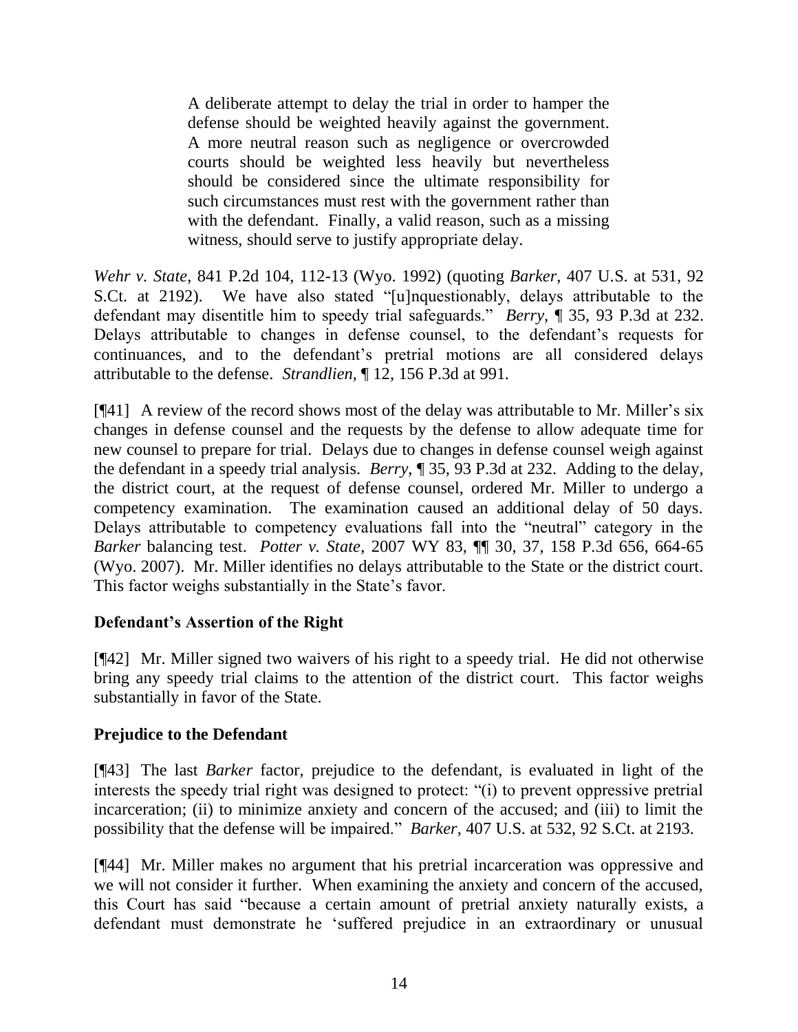> A deliberate attempt to delay the trial in order to hamper the defense should be weighted heavily against the government. A more neutral reason such as negligence or overcrowded courts should be weighted less heavily but nevertheless should be considered since the ultimate responsibility for such circumstances must rest with the government rather than with the defendant. Finally, a valid reason, such as a missing witness, should serve to justify appropriate delay.

*Wehr v. State*, 841 P.2d 104, 112-13 (Wyo. 1992) (quoting *Barker*, 407 U.S. at 531, 92 S.Ct. at 2192). We have also stated "[u]nquestionably, delays attributable to the defendant may disentitle him to speedy trial safeguards." *Berry*, ¶ 35, 93 P.3d at 232. Delays attributable to changes in defense counsel, to the defendant's requests for continuances, and to the defendant's pretrial motions are all considered delays attributable to the defense. *Strandlien*, ¶ 12, 156 P.3d at 991.

[¶41] A review of the record shows most of the delay was attributable to Mr. Miller's six changes in defense counsel and the requests by the defense to allow adequate time for new counsel to prepare for trial. Delays due to changes in defense counsel weigh against the defendant in a speedy trial analysis. *Berry*, ¶ 35, 93 P.3d at 232. Adding to the delay, the district court, at the request of defense counsel, ordered Mr. Miller to undergo a competency examination. The examination caused an additional delay of 50 days. Delays attributable to competency evaluations fall into the "neutral" category in the *Barker* balancing test. *Potter v. State*, 2007 WY 83, ¶¶ 30, 37, 158 P.3d 656, 664-65 (Wyo. 2007). Mr. Miller identifies no delays attributable to the State or the district court. This factor weighs substantially in the State's favor.

**Defendant's Assertion of the Right**

[¶42] Mr. Miller signed two waivers of his right to a speedy trial. He did not otherwise bring any speedy trial claims to the attention of the district court. This factor weighs substantially in favor of the State.

**Prejudice to the Defendant**

[¶43] The last *Barker* factor, prejudice to the defendant, is evaluated in light of the interests the speedy trial right was designed to protect: "(i) to prevent oppressive pretrial incarceration; (ii) to minimize anxiety and concern of the accused; and (iii) to limit the possibility that the defense will be impaired." *Barker*, 407 U.S. at 532, 92 S.Ct. at 2193.

[¶44] Mr. Miller makes no argument that his pretrial incarceration was oppressive and we will not consider it further. When examining the anxiety and concern of the accused, this Court has said "because a certain amount of pretrial anxiety naturally exists, a defendant must demonstrate he 'suffered prejudice in an extraordinary or unusual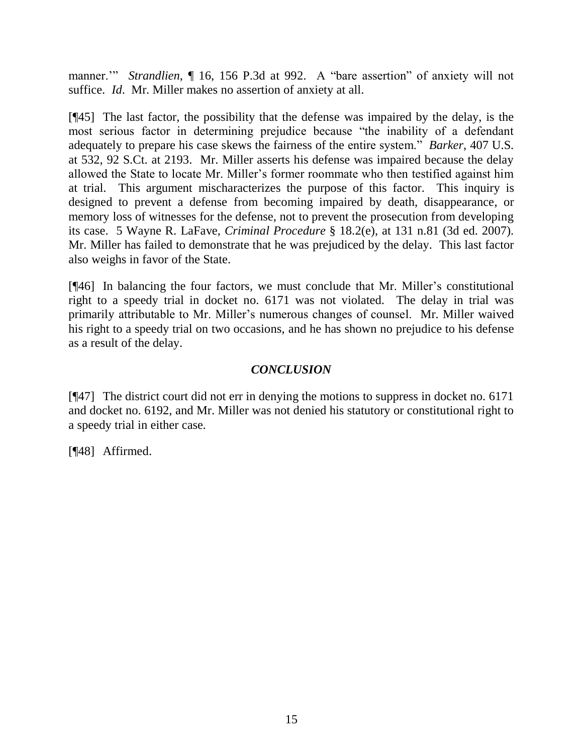manner.'" *Strandlien*, ¶ 16, 156 P.3d at 992. A "bare assertion" of anxiety will not suffice. *Id*. Mr. Miller makes no assertion of anxiety at all.

[¶45] The last factor, the possibility that the defense was impaired by the delay, is the most serious factor in determining prejudice because "the inability of a defendant adequately to prepare his case skews the fairness of the entire system." *Barker*, 407 U.S. at 532, 92 S.Ct. at 2193. Mr. Miller asserts his defense was impaired because the delay allowed the State to locate Mr. Miller's former roommate who then testified against him at trial. This argument mischaracterizes the purpose of this factor. This inquiry is designed to prevent a defense from becoming impaired by death, disappearance, or memory loss of witnesses for the defense, not to prevent the prosecution from developing its case. 5 Wayne R. LaFave, *Criminal Procedure* § 18.2(e), at 131 n.81 (3d ed. 2007). Mr. Miller has failed to demonstrate that he was prejudiced by the delay. This last factor also weighs in favor of the State.

[¶46] In balancing the four factors, we must conclude that Mr. Miller's constitutional right to a speedy trial in docket no. 6171 was not violated. The delay in trial was primarily attributable to Mr. Miller's numerous changes of counsel. Mr. Miller waived his right to a speedy trial on two occasions, and he has shown no prejudice to his defense as a result of the delay.

## *CONCLUSION*

[¶47] The district court did not err in denying the motions to suppress in docket no. 6171 and docket no. 6192, and Mr. Miller was not denied his statutory or constitutional right to a speedy trial in either case.

[¶48] Affirmed.